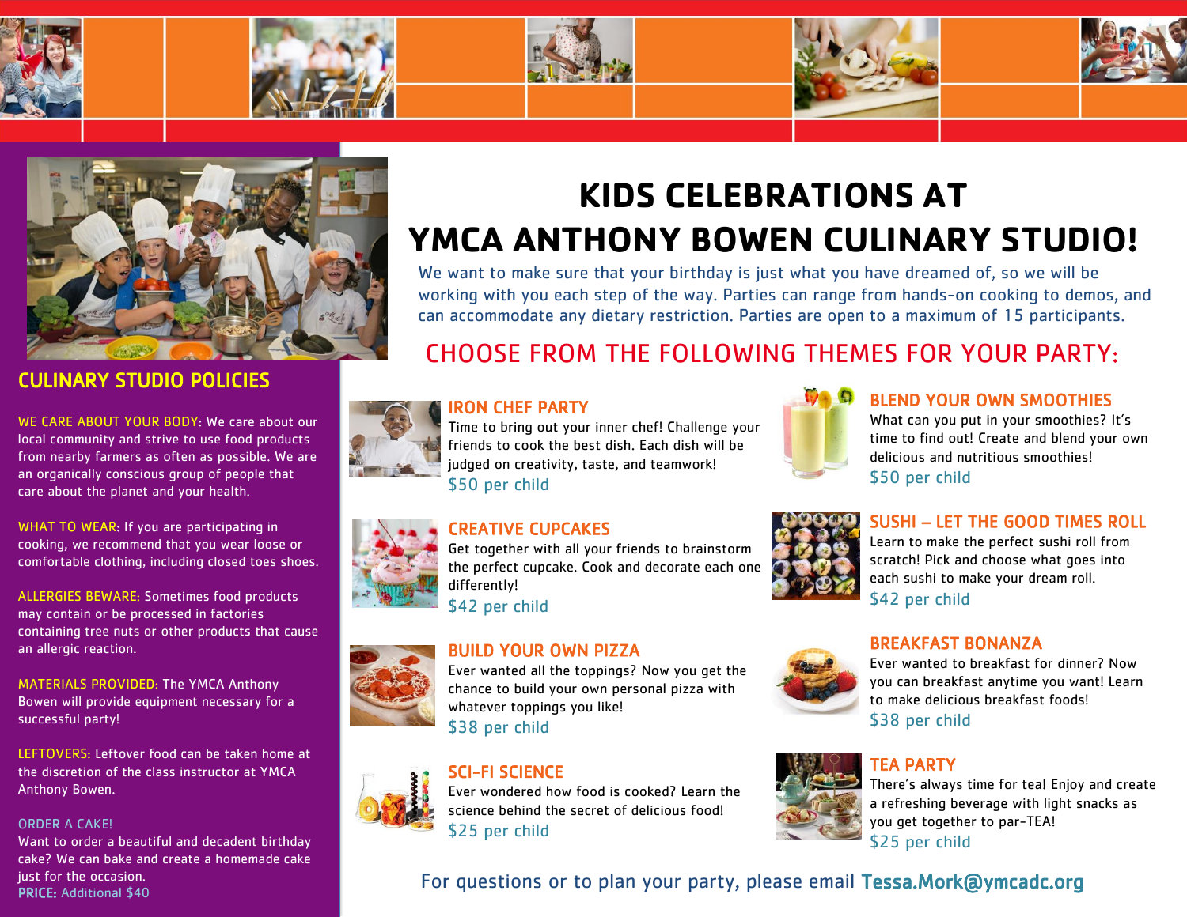# KIDS CELEBRATIONS AT YMCA ANTHONY BOWEN CULINARY STUDIO!

We want to make sure that your birthday is just what you have dreamed of, so we will be working with you each step of the way. Parties can range from hands-on cooking to demos, and can accommodate any dietary restriction. Parties are open to a maximum of 15 participants.

## CHOOSE FROM THE FOLLOWING THEMES FOR YOUR PARTY:

### IRON CHEF PARTY

Time to bring out your inner chef! Challenge your friends to cook the best dish. Each dish will be judged on creativity, taste, and teamwork!

$50 per child

### BLEND YOUR OWN SMOOTHIES

What can you put in your smoothies? It's time to find out! Create and blend your own delicious and nutritious smoothies!

$50 per child

### CREATIVE CUPCAKES

Get together with all your friends to brainstorm the perfect cupcake. Cook and decorate each one differently!

$42 per child

### SUSHI – LET THE GOOD TIMES ROLL

Learn to make the perfect sushi roll from scratch! Pick and choose what goes into each sushi to make your dream roll.

$42 per child

### BUILD YOUR OWN PIZZA

Ever wanted all the toppings? Now you get the chance to build your own personal pizza with whatever toppings you like!

$38 per child

### BREAKFAST BONANZA

Ever wanted to breakfast for dinner? Now you can breakfast anytime you want! Learn to make delicious breakfast foods!

$38 per child

### SCI-FI SCIENCE

Ever wondered how food is cooked? Learn the science behind the secret of delicious food!

$25 per child

### TEA PARTY

There's always time for tea! Enjoy and create a refreshing beverage with light snacks as you get together to par-TEA!

$25 per child

For questions or to plan your party, please email Tessa.Mork@ymcadc.org

## CULINARY STUDIO POLICIES

WE CARE ABOUT YOUR BODY: We care about our local community and strive to use food products from nearby farmers as often as possible. We are an organically conscious group of people that care about the planet and your health.

WHAT TO WEAR: If you are participating in cooking, we recommend that you wear loose or comfortable clothing, including closed toes shoes.

ALLERGIES BEWARE: Sometimes food products may contain or be processed in factories containing tree nuts or other products that cause an allergic reaction.

MATERIALS PROVIDED: The YMCA Anthony Bowen will provide equipment necessary for a successful party!

LEFTOVERS: Leftover food can be taken home at the discretion of the class instructor at YMCA Anthony Bowen.

ORDER A CAKE!

Want to order a beautiful and decadent birthday cake? We can bake and create a homemade cake just for the occasion.

**PRICE:** Additional $40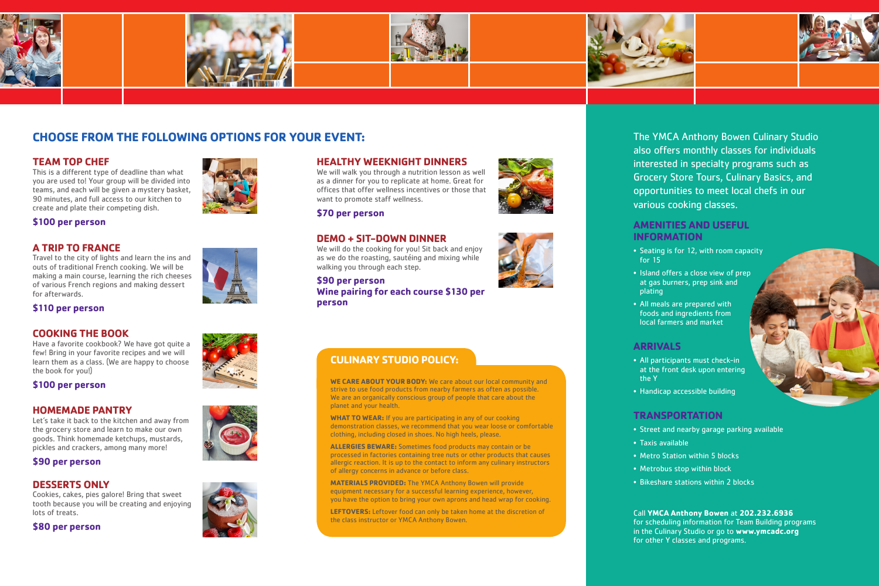## CHOOSE FROM THE FOLLOWING OPTIONS FOR YOUR EVENT:

### TEAM TOP CHEF

This is a different type of deadline than what you are used to! Your group will be divided into teams, and each will be given a mystery basket, 90 minutes, and full access to our kitchen to create and plate their competing dish.

**$100 per person**

### A TRIP TO FRANCE

Travel to the city of lights and learn the ins and outs of traditional French cooking. We will be making a main course, learning the rich cheeses of various French regions and making dessert for afterwards.

**$110 per person**

### COOKING THE BOOK

Have a favorite cookbook? We have got quite a few! Bring in your favorite recipes and we will learn them as a class. (We are happy to choose the book for you!)

**$100 per person**

### HOMEMADE PANTRY

Let's take it back to the kitchen and away from the grocery store and learn to make our own goods. Think homemade ketchups, mustards, pickles and crackers, among many more!

**$90 per person**

### DESSERTS ONLY

Cookies, cakes, pies galore! Bring that sweet tooth because you will be creating and enjoying lots of treats.

**$80 per person**

### HEALTHY WEEKNIGHT DINNERS

We will walk you through a nutrition lesson as well as a dinner for you to replicate at home. Great for offices that offer wellness incentives or those that want to promote staff wellness.

**$70 per person**

### DEMO + SIT-DOWN DINNER

We will do the cooking for you! Sit back and enjoy as we do the roasting, sautéing and mixing while walking you through each step.

**$90 per person**
**Wine pairing for each course $130 per person**

## CULINARY STUDIO POLICY:

**WE CARE ABOUT YOUR BODY:** We care about our local community and strive to use food products from nearby farmers as often as possible. We are an organically conscious group of people that care about the planet and your health.

**WHAT TO WEAR:** If you are participating in any of our cooking demonstration classes, we recommend that you wear loose or comfortable clothing, including closed in shoes. No high heels, please.

**ALLERGIES BEWARE:** Sometimes food products may contain or be processed in factories containing tree nuts or other products that causes allergic reaction. It is up to the contact to inform any culinary instructors of allergy concerns in advance or before class.

**MATERIALS PROVIDED:** The YMCA Anthony Bowen will provide equipment necessary for a successful learning experience, however, you have the option to bring your own aprons and head wrap for cooking.

**LEFTOVERS:** Leftover food can only be taken home at the discretion of the class instructor or YMCA Anthony Bowen.

The YMCA Anthony Bowen Culinary Studio also offers monthly classes for individuals interested in specialty programs such as Grocery Store Tours, Culinary Basics, and opportunities to meet local chefs in our various cooking classes.

## AMENITIES AND USEFUL INFORMATION

- Seating is for 12, with room capacity for 15
- Island offers a close view of prep at gas burners, prep sink and plating
- All meals are prepared with foods and ingredients from local farmers and market

## ARRIVALS

- All participants must check-in at the front desk upon entering the Y
- Handicap accessible building

## TRANSPORTATION

- Street and nearby garage parking available
- Taxis available
- Metro Station within 5 blocks
- Metrobus stop within block
- Bikeshare stations within 2 blocks

Call **YMCA Anthony Bowen** at **202.232.6936** for scheduling information for Team Building programs in the Culinary Studio or go to **www.ymcadc.org** for other Y classes and programs.